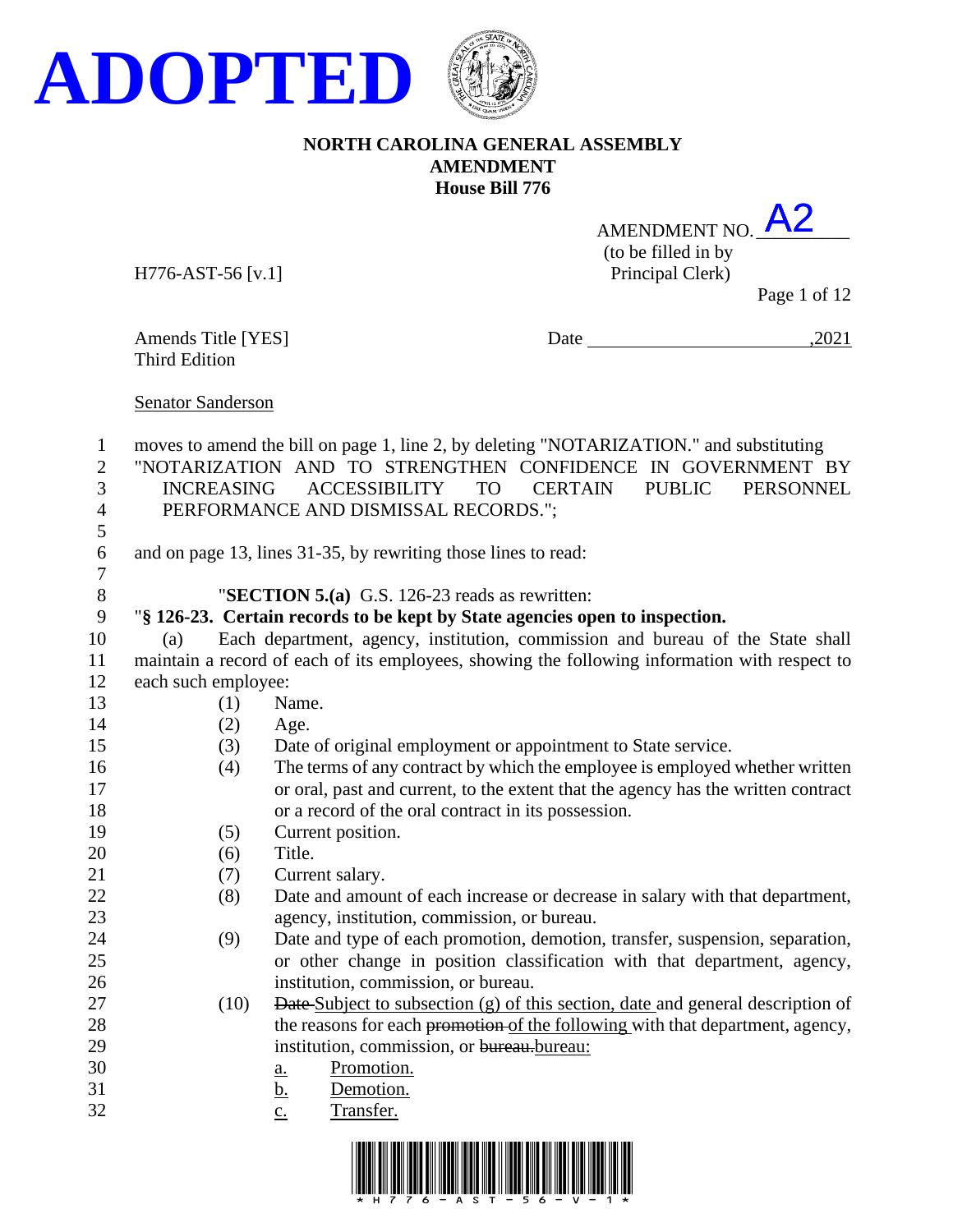**ADOPTED**

**NORTH CAROLINA GENERAL ASSEMBLY**
**AMENDMENT**
**House Bill 776**

AMENDMENT NO. A2
(to be filled in by Principal Clerk)

H776-AST-56 [v.1]

Amends Title [YES]
Third Edition

Date ,2021

Senator Sanderson

moves to amend the bill on page 1, line 2, by deleting "NOTARIZATION." and substituting "NOTARIZATION AND TO STRENGTHEN CONFIDENCE IN GOVERNMENT BY INCREASING ACCESSIBILITY TO CERTAIN PUBLIC PERSONNEL PERFORMANCE AND DISMISSAL RECORDS.";

and on page 13, lines 31-35, by rewriting those lines to read:

"**SECTION 5.(a)** G.S. 126-23 reads as rewritten:

"**§ 126-23. Certain records to be kept by State agencies open to inspection.**

(a) Each department, agency, institution, commission and bureau of the State shall maintain a record of each of its employees, showing the following information with respect to each such employee:

(1) Name.
(2) Age.
(3) Date of original employment or appointment to State service.
(4) The terms of any contract by which the employee is employed whether written or oral, past and current, to the extent that the agency has the written contract or a record of the oral contract in its possession.
(5) Current position.
(6) Title.
(7) Current salary.
(8) Date and amount of each increase or decrease in salary with that department, agency, institution, commission, or bureau.
(9) Date and type of each promotion, demotion, transfer, suspension, separation, or other change in position classification with that department, agency, institution, commission, or bureau.
(10) ~~Date~~ Subject to subsection (g) of this section, date and general description of the reasons for each ~~promotion~~ of the following with that department, agency, institution, commission, or ~~bureau.~~bureau:
 a. Promotion.
 b. Demotion.
 c. Transfer.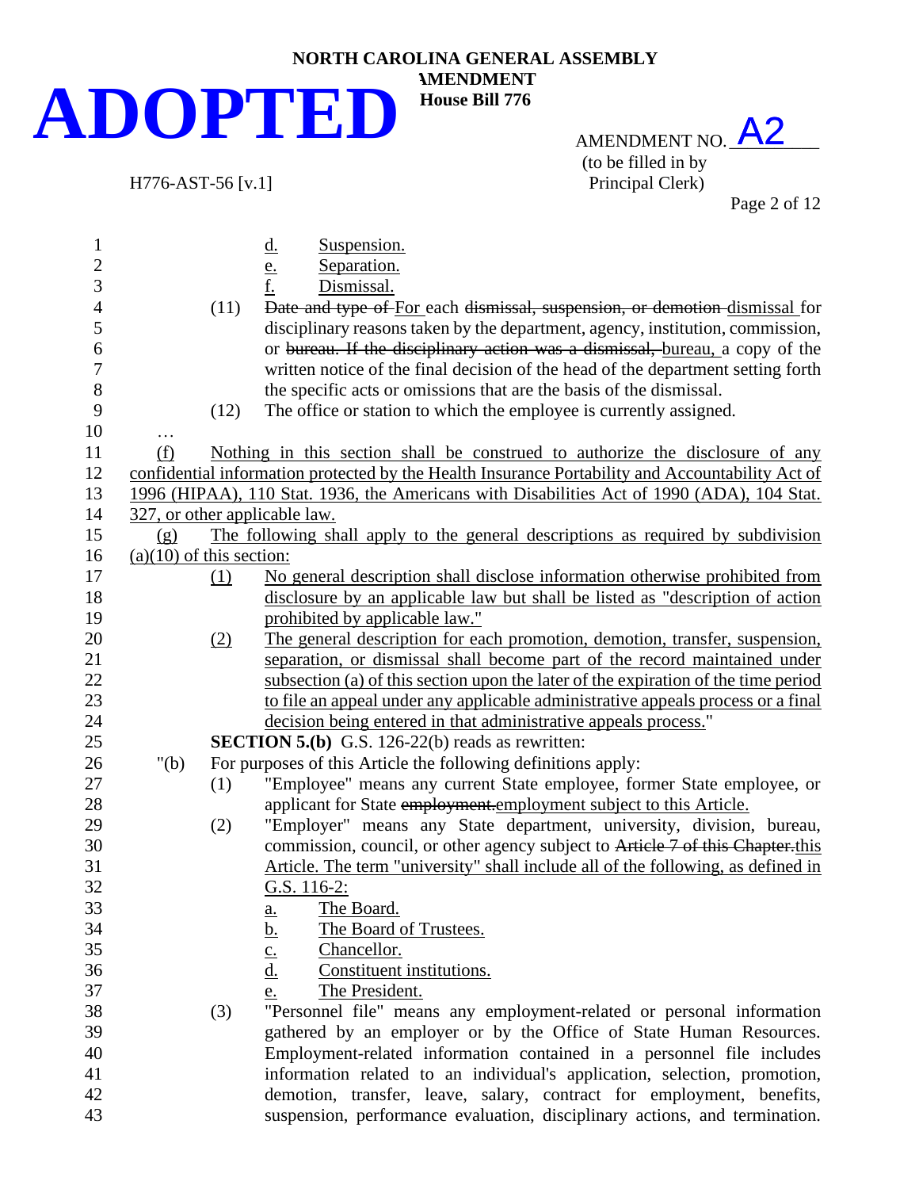d. Suspension.
e. Separation.
f. Dismissal.

(11) ~~Date and type of~~ For each ~~dismissal, suspension, or demotion~~ dismissal for disciplinary reasons taken by the department, agency, institution, commission, or ~~bureau. If the disciplinary action was a dismissal,~~ bureau, a copy of the written notice of the final decision of the head of the department setting forth the specific acts or omissions that are the basis of the dismissal.

(12) The office or station to which the employee is currently assigned.

…

(f) Nothing in this section shall be construed to authorize the disclosure of any confidential information protected by the Health Insurance Portability and Accountability Act of 1996 (HIPAA), 110 Stat. 1936, the Americans with Disabilities Act of 1990 (ADA), 104 Stat. 327, or other applicable law.

(g) The following shall apply to the general descriptions as required by subdivision (a)(10) of this section:

(1) No general description shall disclose information otherwise prohibited from disclosure by an applicable law but shall be listed as "description of action prohibited by applicable law."

(2) The general description for each promotion, demotion, transfer, suspension, separation, or dismissal shall become part of the record maintained under subsection (a) of this section upon the later of the expiration of the time period to file an appeal under any applicable administrative appeals process or a final decision being entered in that administrative appeals process."

**SECTION 5.(b)** G.S. 126-22(b) reads as rewritten:

"(b) For purposes of this Article the following definitions apply:

(1) "Employee" means any current State employee, former State employee, or applicant for State ~~employment.~~employment subject to this Article.

(2) "Employer" means any State department, university, division, bureau, commission, council, or other agency subject to ~~Article 7 of this Chapter.~~this Article. The term "university" shall include all of the following, as defined in G.S. 116-2:

a. The Board.
b. The Board of Trustees.
c. Chancellor.
d. Constituent institutions.
e. The President.

(3) "Personnel file" means any employment-related or personal information gathered by an employer or by the Office of State Human Resources. Employment-related information contained in a personnel file includes information related to an individual's application, selection, promotion, demotion, transfer, leave, salary, contract for employment, benefits, suspension, performance evaluation, disciplinary actions, and termination.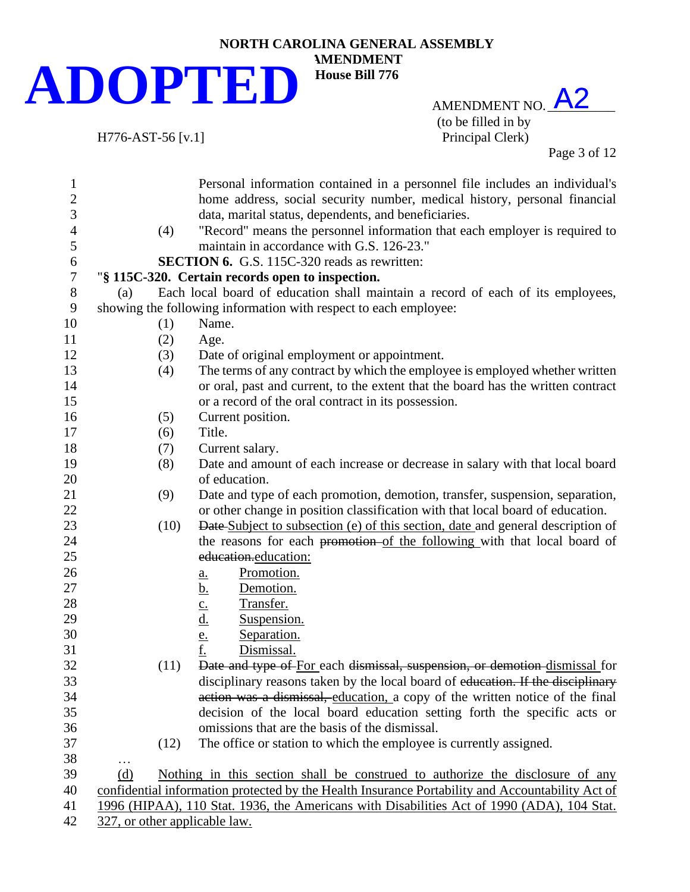Personal information contained in a personnel file includes an individual's home address, social security number, medical history, personal financial data, marital status, dependents, and beneficiaries.

(4) "Record" means the personnel information that each employer is required to maintain in accordance with G.S. 126-23."

**SECTION 6.** G.S. 115C-320 reads as rewritten:

"**§ 115C-320. Certain records open to inspection.**

(a) Each local board of education shall maintain a record of each of its employees, showing the following information with respect to each employee:

(1) Name.
(2) Age.
(3) Date of original employment or appointment.
(4) The terms of any contract by which the employee is employed whether written or oral, past and current, to the extent that the board has the written contract or a record of the oral contract in its possession.
(5) Current position.
(6) Title.
(7) Current salary.
(8) Date and amount of each increase or decrease in salary with that local board of education.
(9) Date and type of each promotion, demotion, transfer, suspension, separation, or other change in position classification with that local board of education.
(10) ~~Date~~ <u>Subject to subsection (e) of this section, date</u> and general description of the reasons for each ~~promotion~~ <u>of the following</u> with that local board of ~~education.~~<u>education:</u>
   <u>a. Promotion.</u>
   <u>b. Demotion.</u>
   <u>c. Transfer.</u>
   <u>d. Suspension.</u>
   <u>e. Separation.</u>
   <u>f. Dismissal.</u>
(11) ~~Date and type of~~ <u>For</u> each ~~dismissal, suspension, or demotion~~ <u>dismissal</u> for disciplinary reasons taken by the local board of ~~education. If the disciplinary action was a dismissal,~~ <u>education,</u> a copy of the written notice of the final decision of the local board education setting forth the specific acts or omissions that are the basis of the dismissal.
(12) The office or station to which the employee is currently assigned.

…

<u>(d) Nothing in this section shall be construed to authorize the disclosure of any confidential information protected by the Health Insurance Portability and Accountability Act of 1996 (HIPAA), 110 Stat. 1936, the Americans with Disabilities Act of 1990 (ADA), 104 Stat. 327, or other applicable law.</u>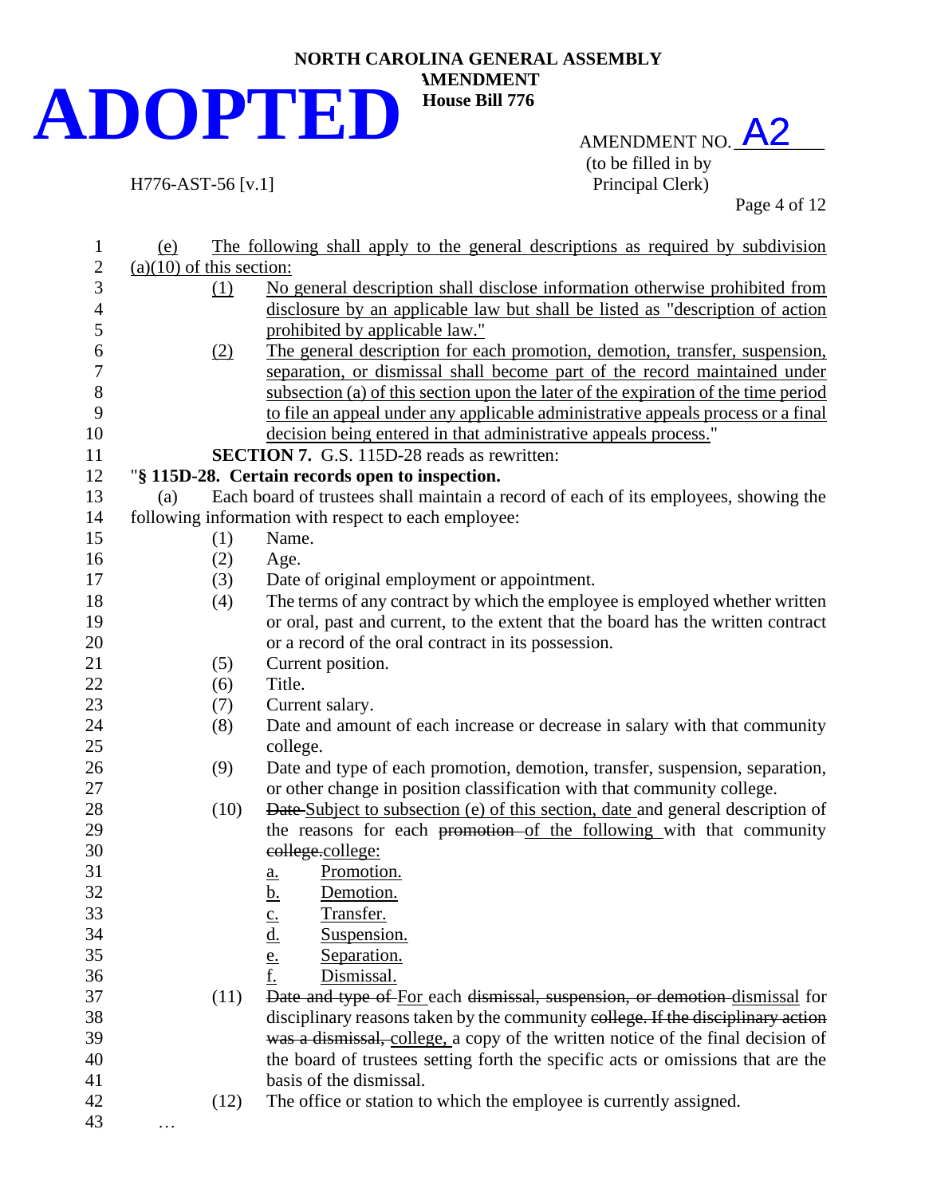**ADOPTED**

**NORTH CAROLINA GENERAL ASSEMBLY**
**AMENDMENT**
**House Bill 776**

H776-AST-56 [v.1]

AMENDMENT NO. A2
(to be filled in by Principal Clerk)

(e) The following shall apply to the general descriptions as required by subdivision (a)(10) of this section:

(1) No general description shall disclose information otherwise prohibited from disclosure by an applicable law but shall be listed as "description of action prohibited by applicable law."

(2) The general description for each promotion, demotion, transfer, suspension, separation, or dismissal shall become part of the record maintained under subsection (a) of this section upon the later of the expiration of the time period to file an appeal under any applicable administrative appeals process or a final decision being entered in that administrative appeals process."

**SECTION 7.** G.S. 115D-28 reads as rewritten:

"**§ 115D-28. Certain records open to inspection.**

(a) Each board of trustees shall maintain a record of each of its employees, showing the following information with respect to each employee:

(1) Name.
(2) Age.
(3) Date of original employment or appointment.
(4) The terms of any contract by which the employee is employed whether written or oral, past and current, to the extent that the board has the written contract or a record of the oral contract in its possession.
(5) Current position.
(6) Title.
(7) Current salary.
(8) Date and amount of each increase or decrease in salary with that community college.
(9) Date and type of each promotion, demotion, transfer, suspension, separation, or other change in position classification with that community college.
(10) ~~Date~~ Subject to subsection (e) of this section, date and general description of the reasons for each ~~promotion~~ of the following with that community ~~college.~~college:
a. Promotion.
b. Demotion.
c. Transfer.
d. Suspension.
e. Separation.
f. Dismissal.
(11) ~~Date and type of~~ For each ~~dismissal, suspension, or demotion~~ dismissal for disciplinary reasons taken by the community ~~college. If the disciplinary action was a dismissal,~~ college, a copy of the written notice of the final decision of the board of trustees setting forth the specific acts or omissions that are the basis of the dismissal.
(12) The office or station to which the employee is currently assigned.

…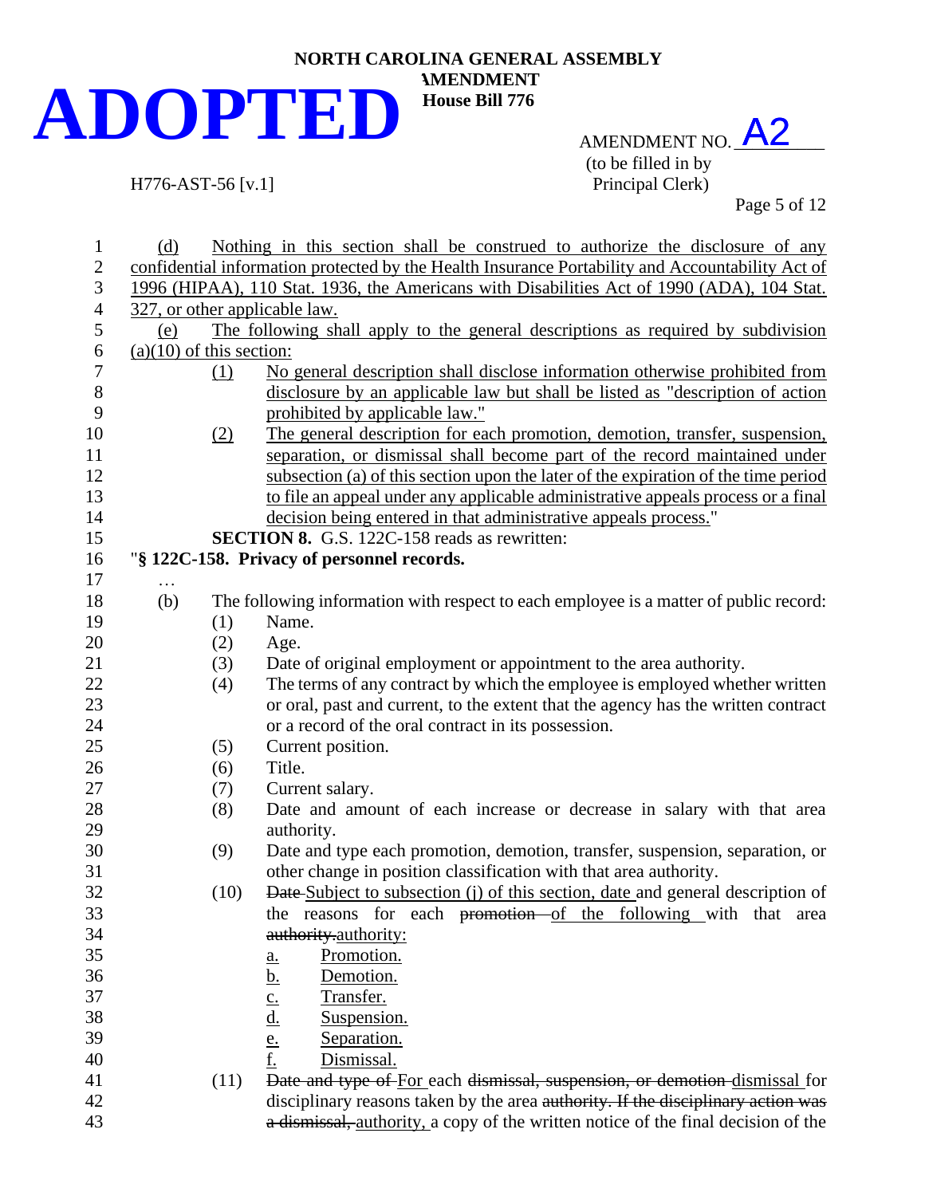**NORTH CAROLINA GENERAL ASSEMBLY**
**AMENDMENT**
**House Bill 776**

**ADOPTED**

AMENDMENT NO. A2
(to be filled in by Principal Clerk)

H776-AST-56 [v.1]

(d) Nothing in this section shall be construed to authorize the disclosure of any confidential information protected by the Health Insurance Portability and Accountability Act of 1996 (HIPAA), 110 Stat. 1936, the Americans with Disabilities Act of 1990 (ADA), 104 Stat. 327, or other applicable law.

(e) The following shall apply to the general descriptions as required by subdivision (a)(10) of this section:

(1) No general description shall disclose information otherwise prohibited from disclosure by an applicable law but shall be listed as "description of action prohibited by applicable law."

(2) The general description for each promotion, demotion, transfer, suspension, separation, or dismissal shall become part of the record maintained under subsection (a) of this section upon the later of the expiration of the time period to file an appeal under any applicable administrative appeals process or a final decision being entered in that administrative appeals process."

**SECTION 8.** G.S. 122C-158 reads as rewritten:

"**§ 122C-158. Privacy of personnel records.**

…

(b) The following information with respect to each employee is a matter of public record:

(1) Name.

(2) Age.

(3) Date of original employment or appointment to the area authority.

(4) The terms of any contract by which the employee is employed whether written or oral, past and current, to the extent that the agency has the written contract or a record of the oral contract in its possession.

(5) Current position.

(6) Title.

(7) Current salary.

(8) Date and amount of each increase or decrease in salary with that area authority.

(9) Date and type each promotion, demotion, transfer, suspension, separation, or other change in position classification with that area authority.

(10) ~~Date~~ Subject to subsection (j) of this section, date and general description of the reasons for each ~~promotion~~ of the following with that area ~~authority.~~authority:

a. Promotion.

b. Demotion.

c. Transfer.

d. Suspension.

e. Separation.

f. Dismissal.

(11) ~~Date and type of~~ For each ~~dismissal, suspension, or demotion~~ dismissal for disciplinary reasons taken by the area ~~authority. If the disciplinary action was a dismissal,~~ authority, a copy of the written notice of the final decision of the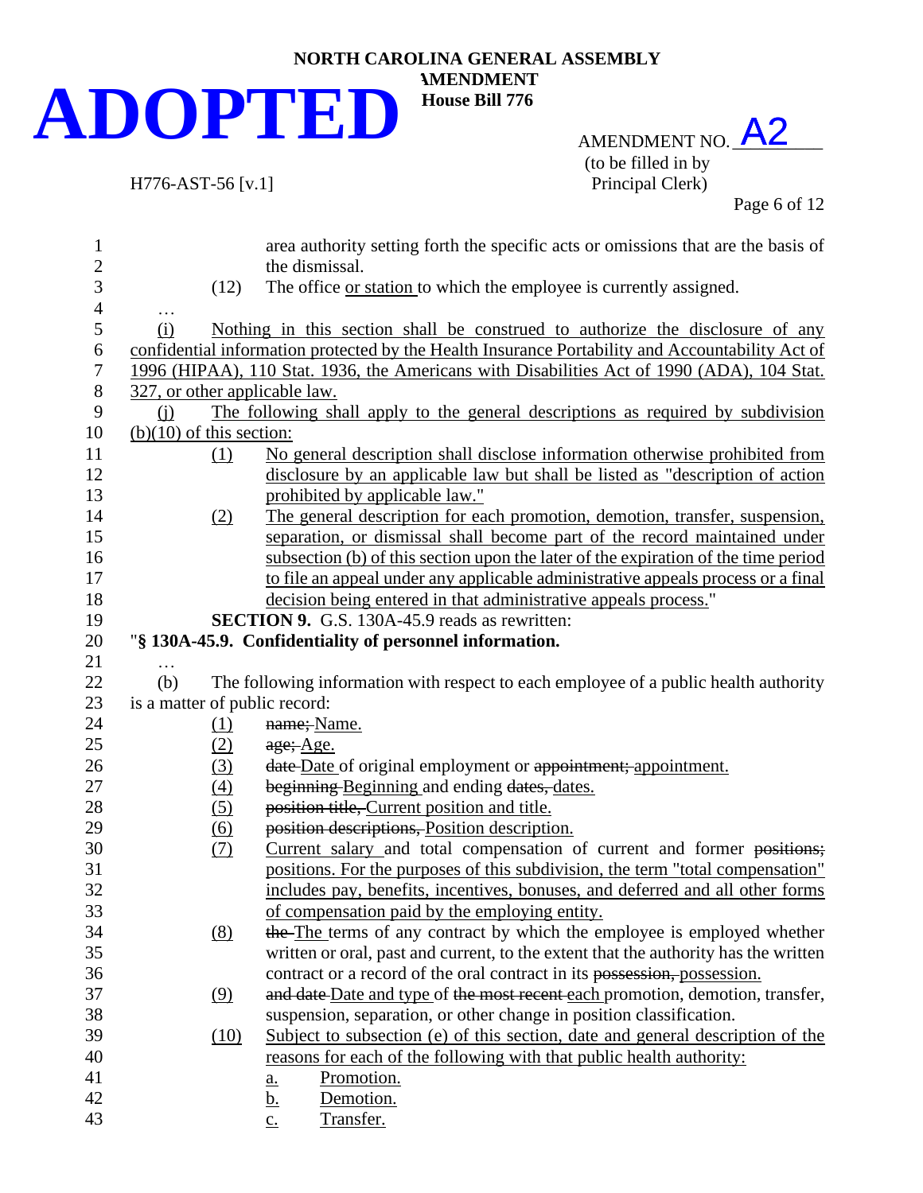area authority setting forth the specific acts or omissions that are the basis of the dismissal.

(12) The office or station to which the employee is currently assigned.

…

(i) Nothing in this section shall be construed to authorize the disclosure of any confidential information protected by the Health Insurance Portability and Accountability Act of 1996 (HIPAA), 110 Stat. 1936, the Americans with Disabilities Act of 1990 (ADA), 104 Stat. 327, or other applicable law.

(j) The following shall apply to the general descriptions as required by subdivision (b)(10) of this section:

(1) No general description shall disclose information otherwise prohibited from disclosure by an applicable law but shall be listed as "description of action prohibited by applicable law."

(2) The general description for each promotion, demotion, transfer, suspension, separation, or dismissal shall become part of the record maintained under subsection (b) of this section upon the later of the expiration of the time period to file an appeal under any applicable administrative appeals process or a final decision being entered in that administrative appeals process."

**SECTION 9.** G.S. 130A-45.9 reads as rewritten:

"**§ 130A-45.9. Confidentiality of personnel information.**

…

(b) The following information with respect to each employee of a public health authority is a matter of public record:

(1) ~~name;~~ Name.

(2) ~~age;~~ Age.

(3) ~~date~~ Date of original employment or ~~appointment;~~ appointment.

(4) ~~beginning~~ Beginning and ending ~~dates,~~ dates.

(5) ~~position title,~~ Current position and title.

(6) ~~position descriptions,~~ Position description.

(7) Current salary and total compensation of current and former ~~positions;~~ positions. For the purposes of this subdivision, the term "total compensation" includes pay, benefits, incentives, bonuses, and deferred and all other forms of compensation paid by the employing entity.

(8) ~~the~~ The terms of any contract by which the employee is employed whether written or oral, past and current, to the extent that the authority has the written contract or a record of the oral contract in its ~~possession,~~ possession.

(9) ~~and date~~ Date and type of ~~the most recent~~ each promotion, demotion, transfer, suspension, separation, or other change in position classification.

(10) Subject to subsection (e) of this section, date and general description of the reasons for each of the following with that public health authority:

a. Promotion.

b. Demotion.

c. Transfer.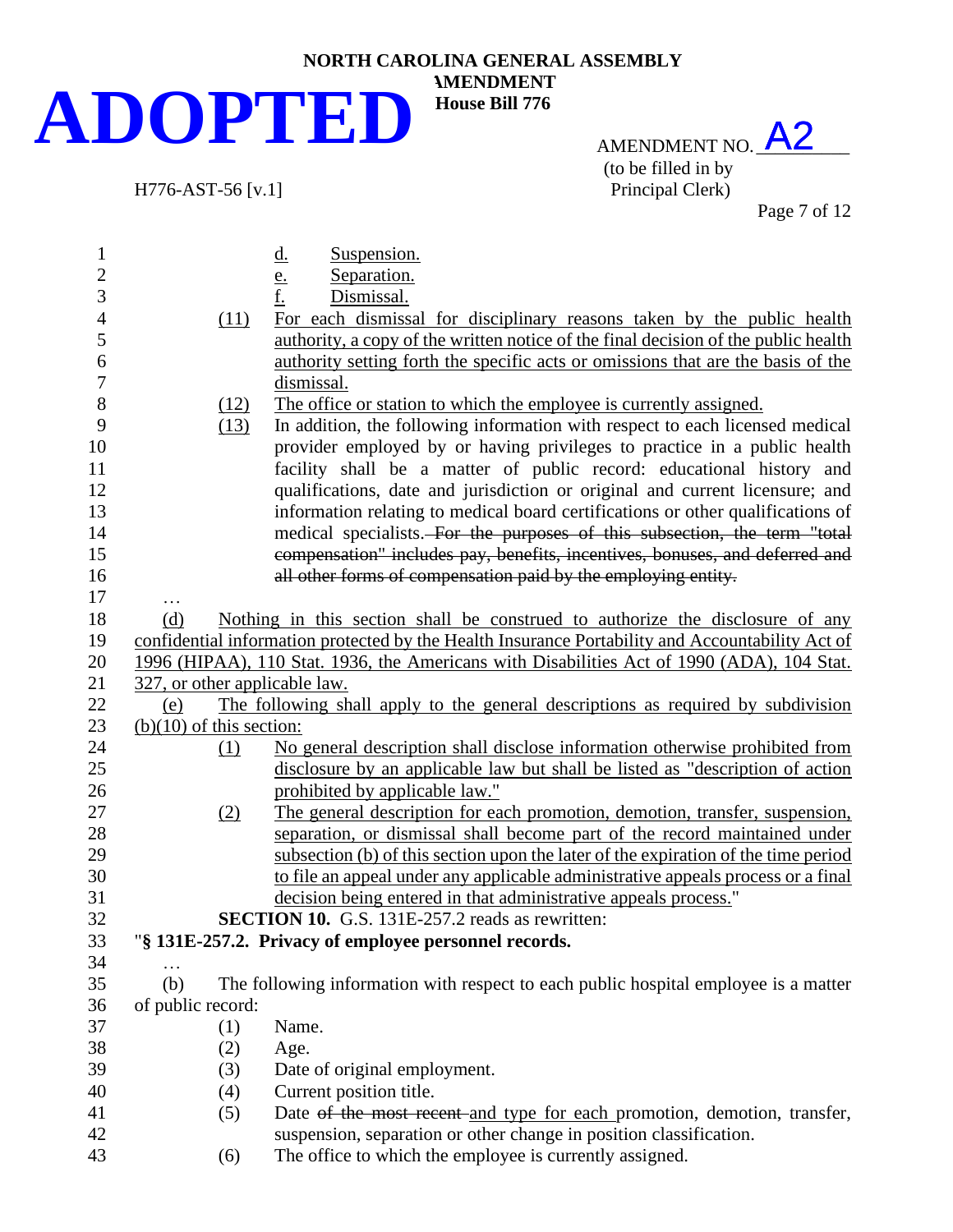d. Suspension.

e. Separation.

f. Dismissal.

(11) For each dismissal for disciplinary reasons taken by the public health authority, a copy of the written notice of the final decision of the public health authority setting forth the specific acts or omissions that are the basis of the dismissal.

(12) The office or station to which the employee is currently assigned.

(13) In addition, the following information with respect to each licensed medical provider employed by or having privileges to practice in a public health facility shall be a matter of public record: educational history and qualifications, date and jurisdiction or original and current licensure; and information relating to medical board certifications or other qualifications of medical specialists. ~~For the purposes of this subsection, the term "total compensation" includes pay, benefits, incentives, bonuses, and deferred and all other forms of compensation paid by the employing entity.~~

…

(d) Nothing in this section shall be construed to authorize the disclosure of any confidential information protected by the Health Insurance Portability and Accountability Act of 1996 (HIPAA), 110 Stat. 1936, the Americans with Disabilities Act of 1990 (ADA), 104 Stat. 327, or other applicable law.

(e) The following shall apply to the general descriptions as required by subdivision (b)(10) of this section:

(1) No general description shall disclose information otherwise prohibited from disclosure by an applicable law but shall be listed as "description of action prohibited by applicable law."

(2) The general description for each promotion, demotion, transfer, suspension, separation, or dismissal shall become part of the record maintained under subsection (b) of this section upon the later of the expiration of the time period to file an appeal under any applicable administrative appeals process or a final decision being entered in that administrative appeals process."

**SECTION 10.** G.S. 131E-257.2 reads as rewritten:

"**§ 131E-257.2. Privacy of employee personnel records.**

…

(b) The following information with respect to each public hospital employee is a matter of public record:

(1) Name.

(2) Age.

(3) Date of original employment.

(4) Current position title.

(5) Date ~~of the most recent~~ and type for each promotion, demotion, transfer, suspension, separation or other change in position classification.

(6) The office to which the employee is currently assigned.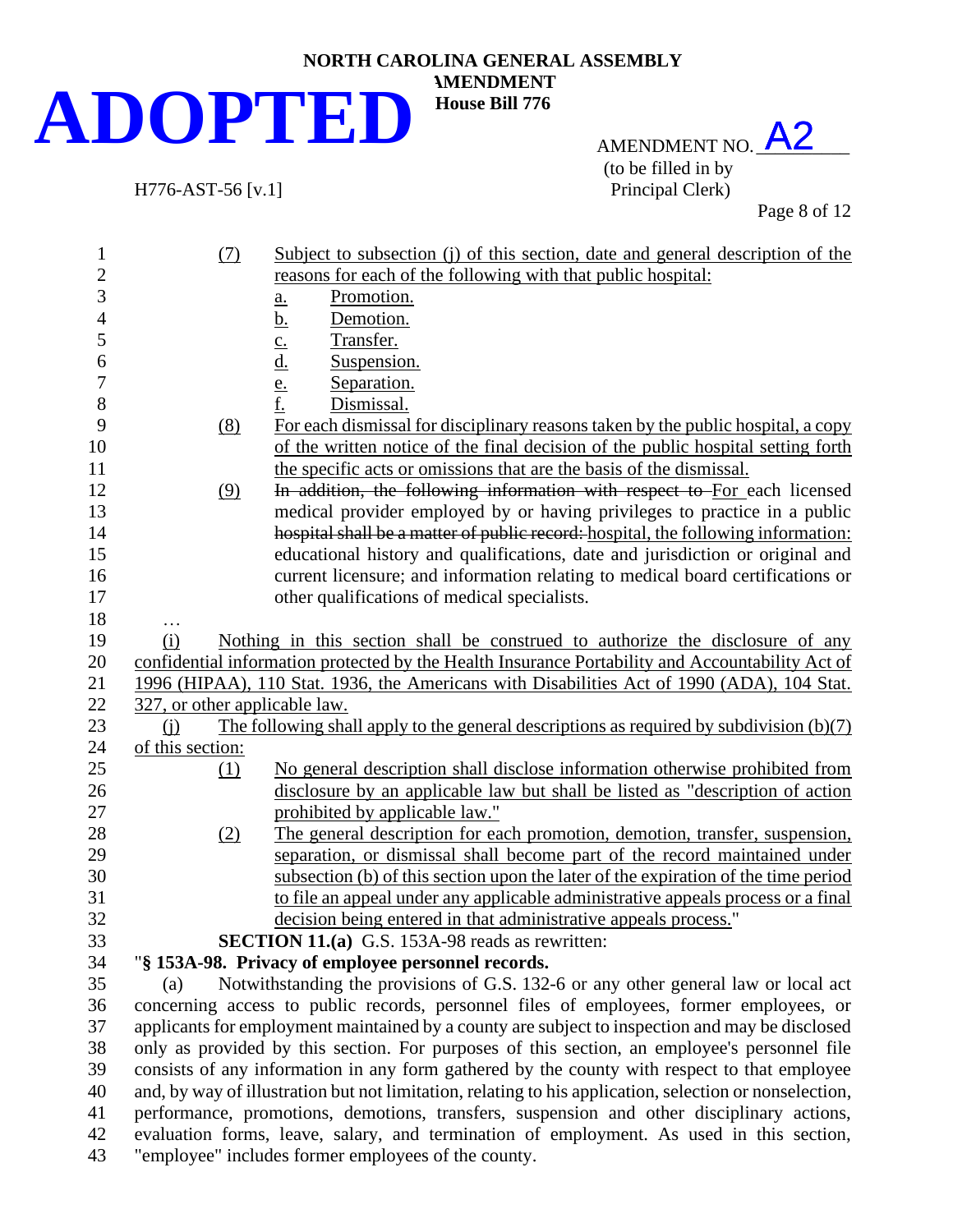(7) Subject to subsection (j) of this section, date and general description of the reasons for each of the following with that public hospital:

a. Promotion.

b. Demotion.

c. Transfer.

d. Suspension.

e. Separation.

f. Dismissal.

(8) For each dismissal for disciplinary reasons taken by the public hospital, a copy of the written notice of the final decision of the public hospital setting forth the specific acts or omissions that are the basis of the dismissal.

(9) ~~In addition, the following information with respect to~~ For each licensed medical provider employed by or having privileges to practice in a public ~~hospital shall be a matter of public record:~~ hospital, the following information: educational history and qualifications, date and jurisdiction or original and current licensure; and information relating to medical board certifications or other qualifications of medical specialists.

…

(i) Nothing in this section shall be construed to authorize the disclosure of any confidential information protected by the Health Insurance Portability and Accountability Act of 1996 (HIPAA), 110 Stat. 1936, the Americans with Disabilities Act of 1990 (ADA), 104 Stat. 327, or other applicable law.

(j) The following shall apply to the general descriptions as required by subdivision (b)(7) of this section:

(1) No general description shall disclose information otherwise prohibited from disclosure by an applicable law but shall be listed as "description of action prohibited by applicable law."

(2) The general description for each promotion, demotion, transfer, suspension, separation, or dismissal shall become part of the record maintained under subsection (b) of this section upon the later of the expiration of the time period to file an appeal under any applicable administrative appeals process or a final decision being entered in that administrative appeals process."

**SECTION 11.(a)** G.S. 153A-98 reads as rewritten:

"**§ 153A-98. Privacy of employee personnel records.**

(a) Notwithstanding the provisions of G.S. 132-6 or any other general law or local act concerning access to public records, personnel files of employees, former employees, or applicants for employment maintained by a county are subject to inspection and may be disclosed only as provided by this section. For purposes of this section, an employee's personnel file consists of any information in any form gathered by the county with respect to that employee and, by way of illustration but not limitation, relating to his application, selection or nonselection, performance, promotions, demotions, transfers, suspension and other disciplinary actions, evaluation forms, leave, salary, and termination of employment. As used in this section, "employee" includes former employees of the county.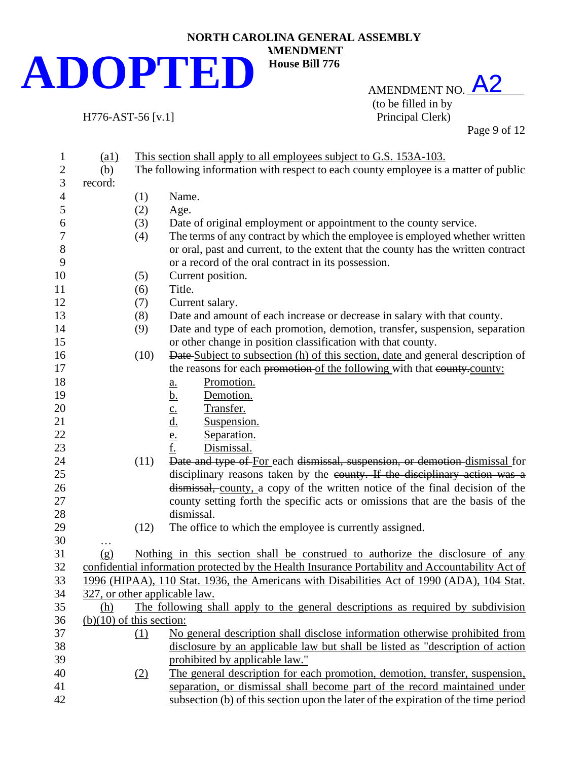**ADOPTED**

**NORTH CAROLINA GENERAL ASSEMBLY**
**AMENDMENT**
**House Bill 776**

H776-AST-56 [v.1]

AMENDMENT NO. A2
(to be filled in by Principal Clerk)

(a1) This section shall apply to all employees subject to G.S. 153A-103.

(b) The following information with respect to each county employee is a matter of public record:

(1) Name.

(2) Age.

(3) Date of original employment or appointment to the county service.

(4) The terms of any contract by which the employee is employed whether written or oral, past and current, to the extent that the county has the written contract or a record of the oral contract in its possession.

(5) Current position.

(6) Title.

(7) Current salary.

(8) Date and amount of each increase or decrease in salary with that county.

(9) Date and type of each promotion, demotion, transfer, suspension, separation or other change in position classification with that county.

(10) ~~Date~~ Subject to subsection (h) of this section, date and general description of the reasons for each ~~promotion~~ of the following with that ~~county.~~county:

a. Promotion.

b. Demotion.

c. Transfer.

d. Suspension.

e. Separation.

f. Dismissal.

(11) ~~Date and type of~~ For each ~~dismissal, suspension, or demotion~~ dismissal for disciplinary reasons taken by the ~~county. If the disciplinary action was a dismissal,~~ county, a copy of the written notice of the final decision of the county setting forth the specific acts or omissions that are the basis of the dismissal.

(12) The office to which the employee is currently assigned.

…

(g) Nothing in this section shall be construed to authorize the disclosure of any confidential information protected by the Health Insurance Portability and Accountability Act of 1996 (HIPAA), 110 Stat. 1936, the Americans with Disabilities Act of 1990 (ADA), 104 Stat. 327, or other applicable law.

(h) The following shall apply to the general descriptions as required by subdivision (b)(10) of this section:

(1) No general description shall disclose information otherwise prohibited from disclosure by an applicable law but shall be listed as "description of action prohibited by applicable law."

(2) The general description for each promotion, demotion, transfer, suspension, separation, or dismissal shall become part of the record maintained under subsection (b) of this section upon the later of the expiration of the time period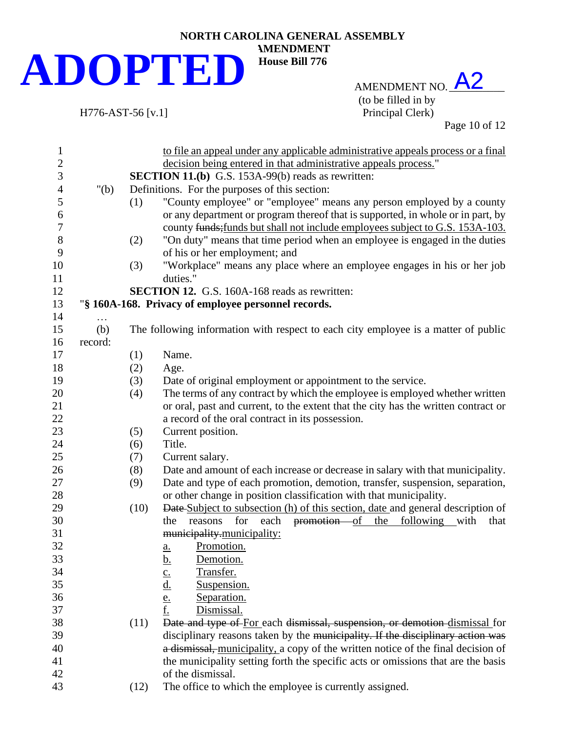to file an appeal under any applicable administrative appeals process or a final decision being entered in that administrative appeals process."

**SECTION 11.(b)** G.S. 153A-99(b) reads as rewritten:

"(b) Definitions. For the purposes of this section:

(1) "County employee" or "employee" means any person employed by a county or any department or program thereof that is supported, in whole or in part, by county ~~funds;~~funds but shall not include employees subject to G.S. 153A-103.

(2) "On duty" means that time period when an employee is engaged in the duties of his or her employment; and

(3) "Workplace" means any place where an employee engages in his or her job duties."

**SECTION 12.** G.S. 160A-168 reads as rewritten:

"**§ 160A-168. Privacy of employee personnel records.**

…

(b) The following information with respect to each city employee is a matter of public record:

(1) Name.

(2) Age.

(3) Date of original employment or appointment to the service.

(4) The terms of any contract by which the employee is employed whether written or oral, past and current, to the extent that the city has the written contract or a record of the oral contract in its possession.

(5) Current position.

(6) Title.

(7) Current salary.

(8) Date and amount of each increase or decrease in salary with that municipality.

(9) Date and type of each promotion, demotion, transfer, suspension, separation, or other change in position classification with that municipality.

(10) ~~Date~~ Subject to subsection (h) of this section, date and general description of the reasons for each ~~promotion~~ of the following with that ~~municipality.~~municipality:

a. Promotion.

b. Demotion.

c. Transfer.

d. Suspension.

e. Separation.

f. Dismissal.

(11) ~~Date and type of~~ For each ~~dismissal, suspension, or demotion~~ dismissal for disciplinary reasons taken by the ~~municipality. If the disciplinary action was a dismissal,~~ municipality, a copy of the written notice of the final decision of the municipality setting forth the specific acts or omissions that are the basis of the dismissal.

(12) The office to which the employee is currently assigned.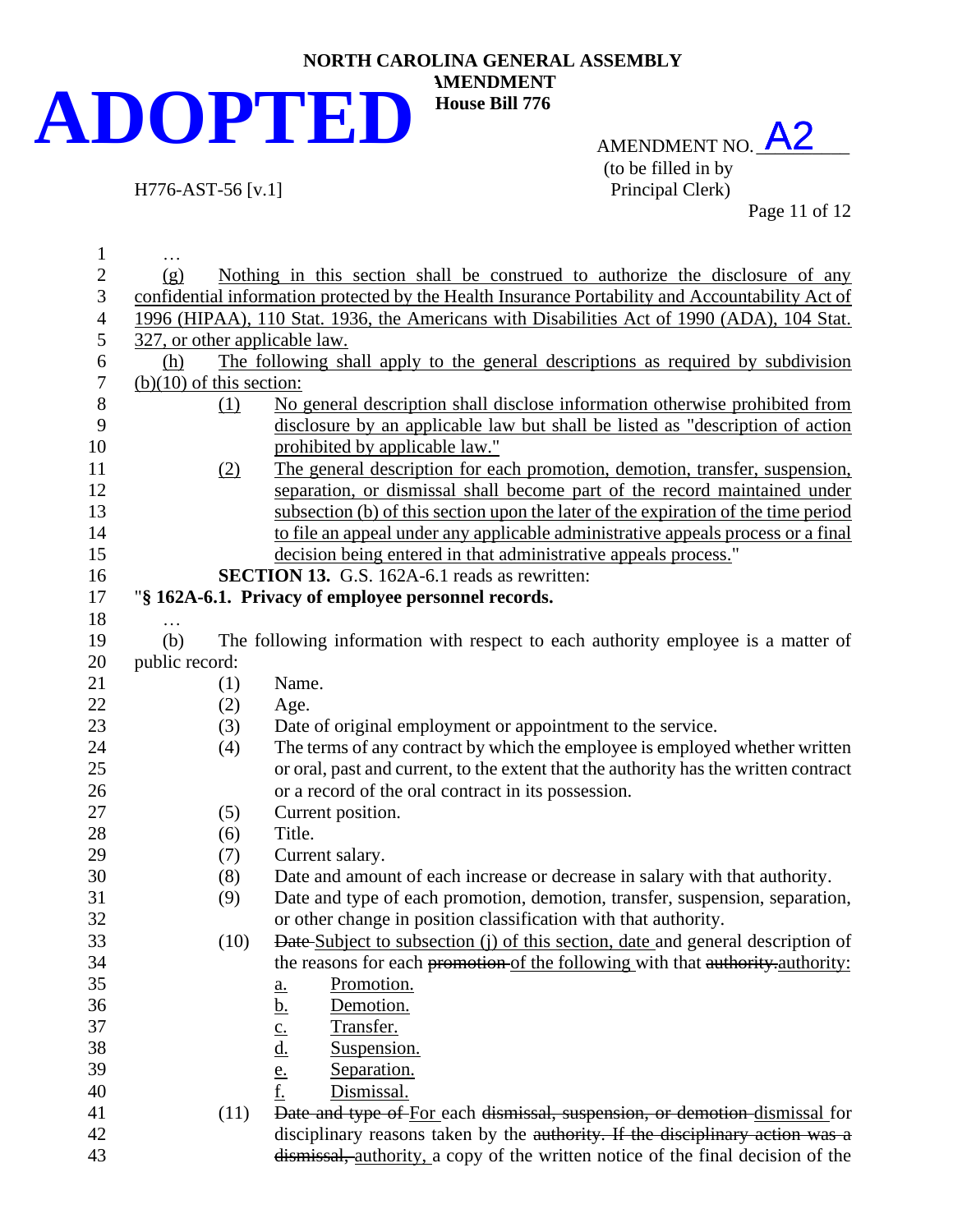**ADOPTED**

NORTH CAROLINA GENERAL ASSEMBLY
AMENDMENT
House Bill 776

AMENDMENT NO. A2
(to be filled in by Principal Clerk)

H776-AST-56 [v.1]

…

(g) Nothing in this section shall be construed to authorize the disclosure of any confidential information protected by the Health Insurance Portability and Accountability Act of 1996 (HIPAA), 110 Stat. 1936, the Americans with Disabilities Act of 1990 (ADA), 104 Stat. 327, or other applicable law.

(h) The following shall apply to the general descriptions as required by subdivision (b)(10) of this section:

(1) No general description shall disclose information otherwise prohibited from disclosure by an applicable law but shall be listed as "description of action prohibited by applicable law."

(2) The general description for each promotion, demotion, transfer, suspension, separation, or dismissal shall become part of the record maintained under subsection (b) of this section upon the later of the expiration of the time period to file an appeal under any applicable administrative appeals process or a final decision being entered in that administrative appeals process."

**SECTION 13.** G.S. 162A-6.1 reads as rewritten:

"**§ 162A-6.1. Privacy of employee personnel records.**

…

(b) The following information with respect to each authority employee is a matter of public record:

(1) Name.

(2) Age.

(3) Date of original employment or appointment to the service.

(4) The terms of any contract by which the employee is employed whether written or oral, past and current, to the extent that the authority has the written contract or a record of the oral contract in its possession.

(5) Current position.

(6) Title.

(7) Current salary.

(8) Date and amount of each increase or decrease in salary with that authority.

(9) Date and type of each promotion, demotion, transfer, suspension, separation, or other change in position classification with that authority.

(10) ~~Date~~ Subject to subsection (j) of this section, date and general description of the reasons for each ~~promotion~~ of the following with that ~~authority.~~authority:

a. Promotion.

b. Demotion.

c. Transfer.

d. Suspension.

e. Separation.

f. Dismissal.

(11) ~~Date and type of~~ For each ~~dismissal, suspension, or demotion~~ dismissal for disciplinary reasons taken by the ~~authority. If the disciplinary action was a dismissal,~~ authority, a copy of the written notice of the final decision of the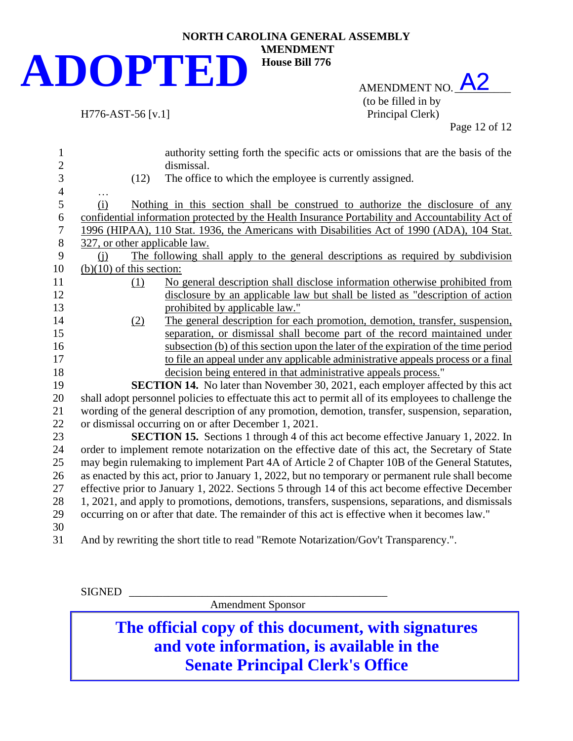**ADOPTED**

**NORTH CAROLINA GENERAL ASSEMBLY**
**AMENDMENT**
**House Bill 776**

H776-AST-56 [v.1]

AMENDMENT NO. A2
(to be filled in by Principal Clerk)

authority setting forth the specific acts or omissions that are the basis of the dismissal.

(12) The office to which the employee is currently assigned.

…

(i) Nothing in this section shall be construed to authorize the disclosure of any confidential information protected by the Health Insurance Portability and Accountability Act of 1996 (HIPAA), 110 Stat. 1936, the Americans with Disabilities Act of 1990 (ADA), 104 Stat. 327, or other applicable law.

(j) The following shall apply to the general descriptions as required by subdivision (b)(10) of this section:

(1) No general description shall disclose information otherwise prohibited from disclosure by an applicable law but shall be listed as "description of action prohibited by applicable law."

(2) The general description for each promotion, demotion, transfer, suspension, separation, or dismissal shall become part of the record maintained under subsection (b) of this section upon the later of the expiration of the time period to file an appeal under any applicable administrative appeals process or a final decision being entered in that administrative appeals process."

**SECTION 14.** No later than November 30, 2021, each employer affected by this act shall adopt personnel policies to effectuate this act to permit all of its employees to challenge the wording of the general description of any promotion, demotion, transfer, suspension, separation, or dismissal occurring on or after December 1, 2021.

**SECTION 15.** Sections 1 through 4 of this act become effective January 1, 2022. In order to implement remote notarization on the effective date of this act, the Secretary of State may begin rulemaking to implement Part 4A of Article 2 of Chapter 10B of the General Statutes, as enacted by this act, prior to January 1, 2022, but no temporary or permanent rule shall become effective prior to January 1, 2022. Sections 5 through 14 of this act become effective December 1, 2021, and apply to promotions, demotions, transfers, suspensions, separations, and dismissals occurring on or after that date. The remainder of this act is effective when it becomes law."

And by rewriting the short title to read "Remote Notarization/Gov't Transparency.".

SIGNED ______________________________________________
Amendment Sponsor

**The official copy of this document, with signatures and vote information, is available in the Senate Principal Clerk's Office**